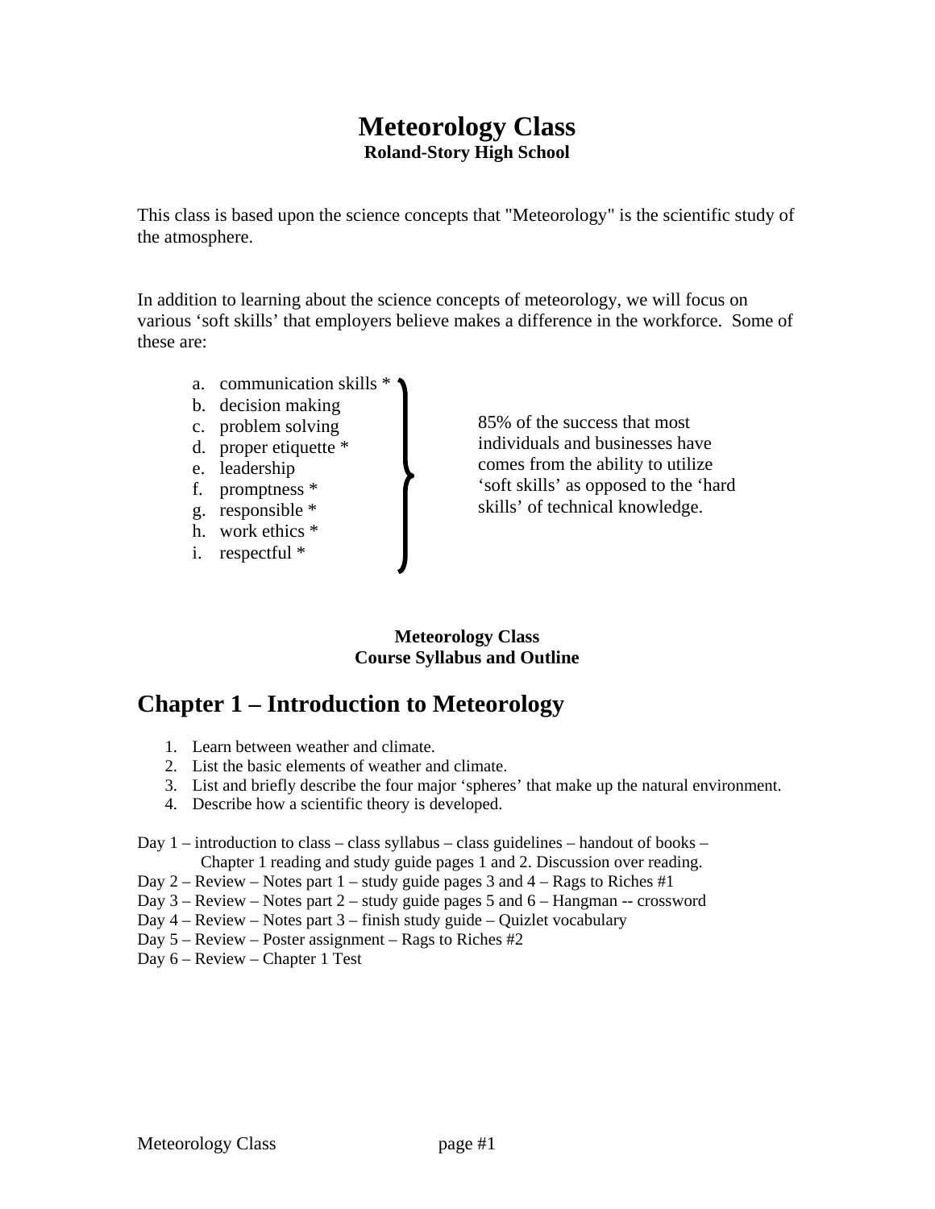# Meteorology Class

**Roland-Story High School**

This class is based upon the science concepts that "Meteorology" is the scientific study of the atmosphere.

In addition to learning about the science concepts of meteorology, we will focus on various 'soft skills' that employers believe makes a difference in the workforce. Some of these are:

a. communication skills *
b. decision making
c. problem solving
d. proper etiquette *
e. leadership
f. promptness *
g. responsible *
h. work ethics *
i. respectful *

85% of the success that most individuals and businesses have comes from the ability to utilize 'soft skills' as opposed to the 'hard skills' of technical knowledge.

**Meteorology Class**
**Course Syllabus and Outline**

## Chapter 1 – Introduction to Meteorology

1. Learn between weather and climate.
2. List the basic elements of weather and climate.
3. List and briefly describe the four major 'spheres' that make up the natural environment.
4. Describe how a scientific theory is developed.

Day 1 – introduction to class – class syllabus – class guidelines – handout of books – Chapter 1 reading and study guide pages 1 and 2. Discussion over reading.
Day 2 – Review – Notes part 1 – study guide pages 3 and 4 – Rags to Riches #1
Day 3 – Review – Notes part 2 – study guide pages 5 and 6 – Hangman -- crossword
Day 4 – Review – Notes part 3 – finish study guide – Quizlet vocabulary
Day 5 – Review – Poster assignment – Rags to Riches #2
Day 6 – Review – Chapter 1 Test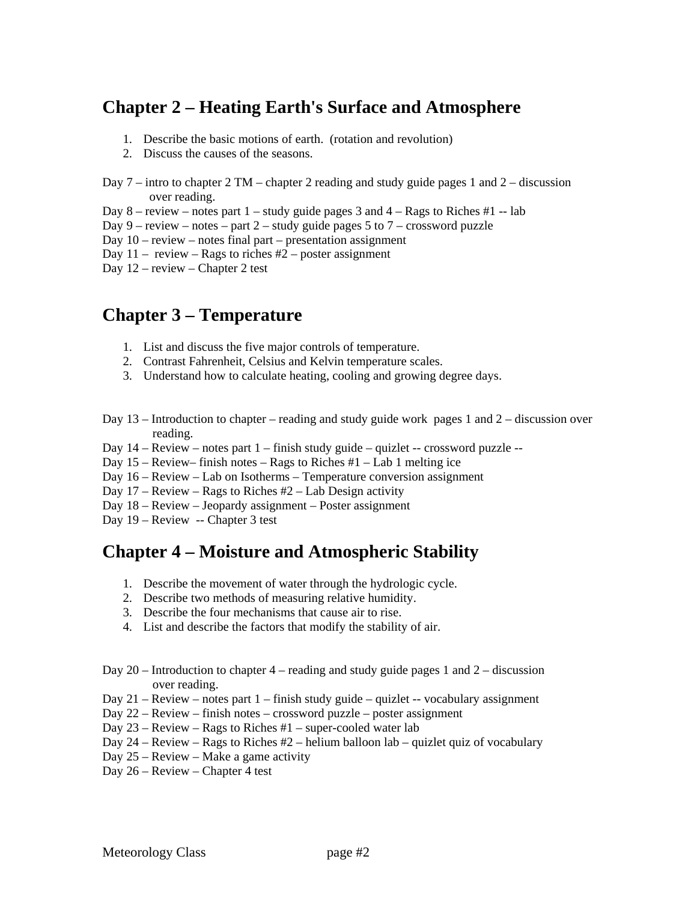## Chapter 2 – Heating Earth's Surface and Atmosphere

1. Describe the basic motions of earth. (rotation and revolution)
2. Discuss the causes of the seasons.

Day 7 – intro to chapter 2 TM – chapter 2 reading and study guide pages 1 and 2 – discussion over reading.
Day 8 – review – notes part 1 – study guide pages 3 and 4 – Rags to Riches #1 -- lab
Day 9 – review – notes – part 2 – study guide pages 5 to 7 – crossword puzzle
Day 10 – review – notes final part – presentation assignment
Day 11 – review – Rags to riches #2 – poster assignment
Day 12 – review – Chapter 2 test

## Chapter 3 – Temperature

1. List and discuss the five major controls of temperature.
2. Contrast Fahrenheit, Celsius and Kelvin temperature scales.
3. Understand how to calculate heating, cooling and growing degree days.

Day 13 – Introduction to chapter – reading and study guide work pages 1 and 2 – discussion over reading.
Day 14 – Review – notes part 1 – finish study guide – quizlet -- crossword puzzle --
Day 15 – Review– finish notes – Rags to Riches #1 – Lab 1 melting ice
Day 16 – Review – Lab on Isotherms – Temperature conversion assignment
Day 17 – Review – Rags to Riches #2 – Lab Design activity
Day 18 – Review – Jeopardy assignment – Poster assignment
Day 19 – Review -- Chapter 3 test

## Chapter 4 – Moisture and Atmospheric Stability

1. Describe the movement of water through the hydrologic cycle.
2. Describe two methods of measuring relative humidity.
3. Describe the four mechanisms that cause air to rise.
4. List and describe the factors that modify the stability of air.

Day 20 – Introduction to chapter 4 – reading and study guide pages 1 and 2 – discussion over reading.
Day 21 – Review – notes part 1 – finish study guide – quizlet -- vocabulary assignment
Day 22 – Review – finish notes – crossword puzzle – poster assignment
Day 23 – Review – Rags to Riches #1 – super-cooled water lab
Day 24 – Review – Rags to Riches #2 – helium balloon lab – quizlet quiz of vocabulary
Day 25 – Review – Make a game activity
Day 26 – Review – Chapter 4 test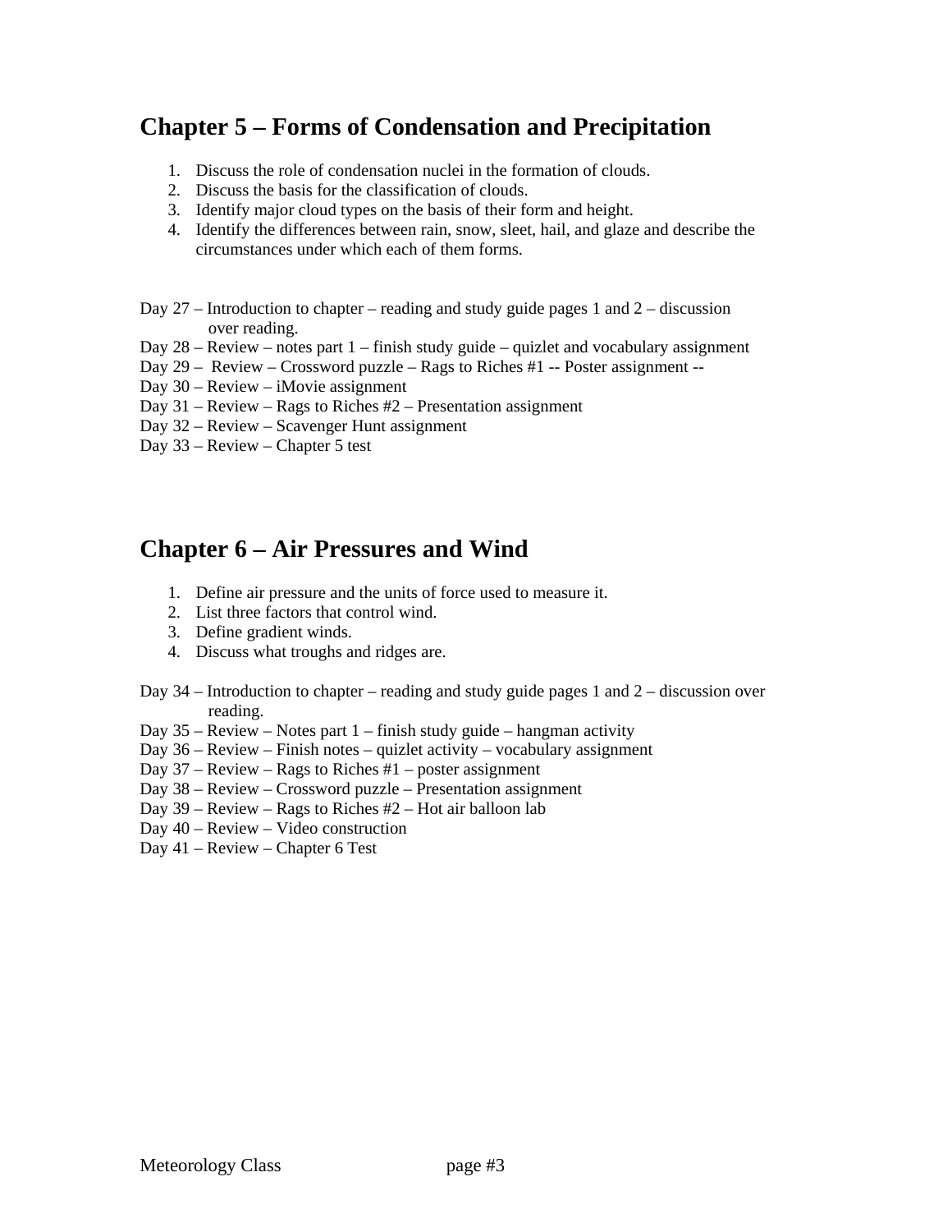## Chapter 5 – Forms of Condensation and Precipitation

1. Discuss the role of condensation nuclei in the formation of clouds.
2. Discuss the basis for the classification of clouds.
3. Identify major cloud types on the basis of their form and height.
4. Identify the differences between rain, snow, sleet, hail, and glaze and describe the circumstances under which each of them forms.

Day 27 – Introduction to chapter – reading and study guide pages 1 and 2 – discussion over reading.
Day 28 – Review – notes part 1 – finish study guide – quizlet and vocabulary assignment
Day 29 – Review – Crossword puzzle – Rags to Riches #1 -- Poster assignment --
Day 30 – Review – iMovie assignment
Day 31 – Review – Rags to Riches #2 – Presentation assignment
Day 32 – Review – Scavenger Hunt assignment
Day 33 – Review – Chapter 5 test

## Chapter 6 – Air Pressures and Wind

1. Define air pressure and the units of force used to measure it.
2. List three factors that control wind.
3. Define gradient winds.
4. Discuss what troughs and ridges are.

Day 34 – Introduction to chapter – reading and study guide pages 1 and 2 – discussion over reading.
Day 35 – Review – Notes part 1 – finish study guide – hangman activity
Day 36 – Review – Finish notes – quizlet activity – vocabulary assignment
Day 37 – Review – Rags to Riches #1 – poster assignment
Day 38 – Review – Crossword puzzle – Presentation assignment
Day 39 – Review – Rags to Riches #2 – Hot air balloon lab
Day 40 – Review – Video construction
Day 41 – Review – Chapter 6 Test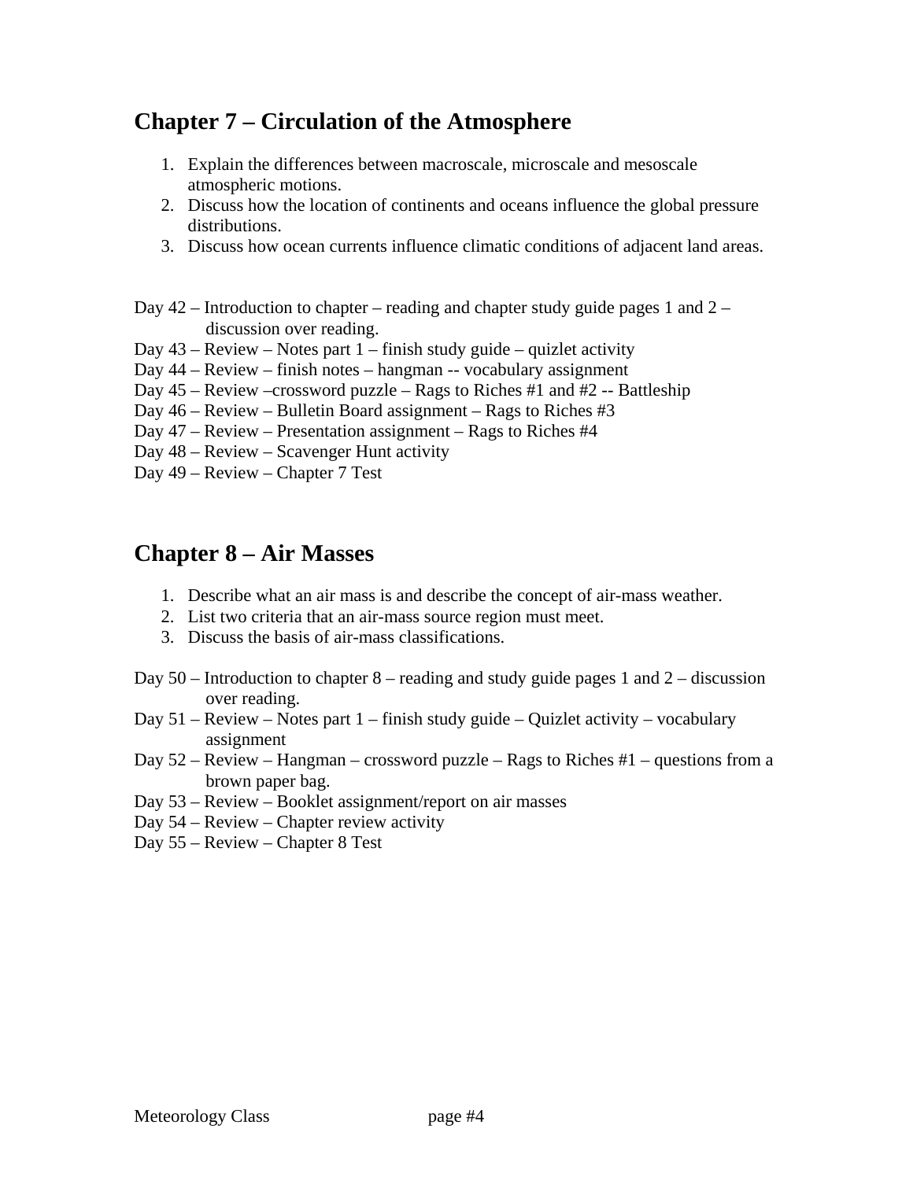## Chapter 7 – Circulation of the Atmosphere

1. Explain the differences between macroscale, microscale and mesoscale atmospheric motions.
2. Discuss how the location of continents and oceans influence the global pressure distributions.
3. Discuss how ocean currents influence climatic conditions of adjacent land areas.

Day 42 – Introduction to chapter – reading and chapter study guide pages 1 and 2 – discussion over reading.
Day 43 – Review – Notes part 1 – finish study guide – quizlet activity
Day 44 – Review – finish notes – hangman -- vocabulary assignment
Day 45 – Review –crossword puzzle – Rags to Riches #1 and #2 -- Battleship
Day 46 – Review – Bulletin Board assignment – Rags to Riches #3
Day 47 – Review – Presentation assignment – Rags to Riches #4
Day 48 – Review – Scavenger Hunt activity
Day 49 – Review – Chapter 7 Test

## Chapter 8 – Air Masses

1. Describe what an air mass is and describe the concept of air-mass weather.
2. List two criteria that an air-mass source region must meet.
3. Discuss the basis of air-mass classifications.

Day 50 – Introduction to chapter 8 – reading and study guide pages 1 and 2 – discussion over reading.
Day 51 – Review – Notes part 1 – finish study guide – Quizlet activity – vocabulary assignment
Day 52 – Review – Hangman – crossword puzzle – Rags to Riches #1 – questions from a brown paper bag.
Day 53 – Review – Booklet assignment/report on air masses
Day 54 – Review – Chapter review activity
Day 55 – Review – Chapter 8 Test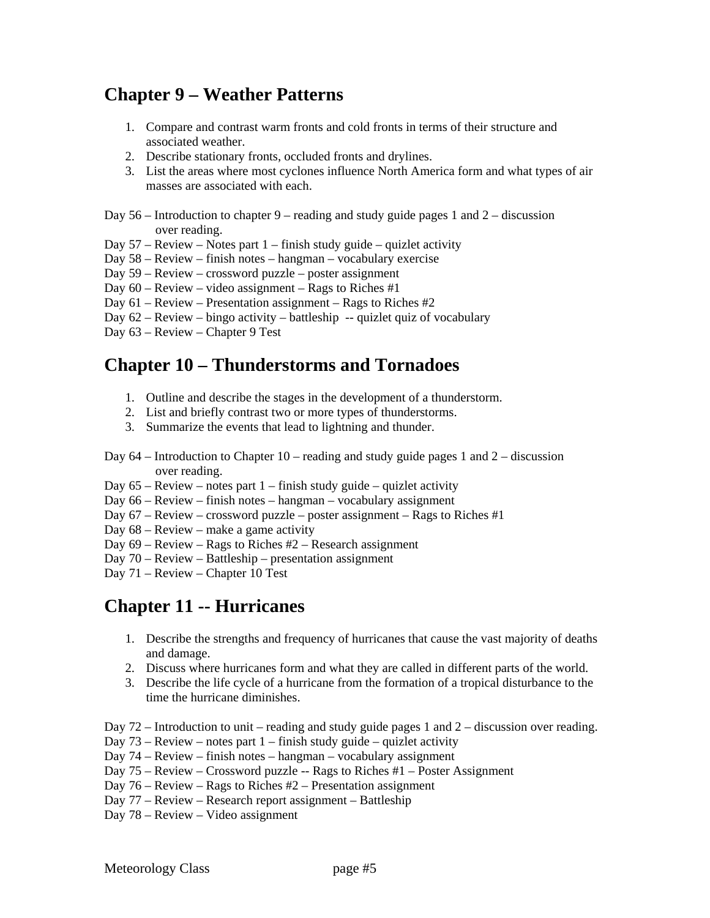## Chapter 9 – Weather Patterns

1. Compare and contrast warm fronts and cold fronts in terms of their structure and associated weather.
2. Describe stationary fronts, occluded fronts and drylines.
3. List the areas where most cyclones influence North America form and what types of air masses are associated with each.

Day 56 – Introduction to chapter 9 – reading and study guide pages 1 and 2 – discussion over reading.
Day 57 – Review – Notes part 1 – finish study guide – quizlet activity
Day 58 – Review – finish notes – hangman – vocabulary exercise
Day 59 – Review – crossword puzzle – poster assignment
Day 60 – Review – video assignment – Rags to Riches #1
Day 61 – Review – Presentation assignment – Rags to Riches #2
Day 62 – Review – bingo activity – battleship -- quizlet quiz of vocabulary
Day 63 – Review – Chapter 9 Test

## Chapter 10 – Thunderstorms and Tornadoes

1. Outline and describe the stages in the development of a thunderstorm.
2. List and briefly contrast two or more types of thunderstorms.
3. Summarize the events that lead to lightning and thunder.

Day 64 – Introduction to Chapter 10 – reading and study guide pages 1 and 2 – discussion over reading.
Day 65 – Review – notes part 1 – finish study guide – quizlet activity
Day 66 – Review – finish notes – hangman – vocabulary assignment
Day 67 – Review – crossword puzzle – poster assignment – Rags to Riches #1
Day 68 – Review – make a game activity
Day 69 – Review – Rags to Riches #2 – Research assignment
Day 70 – Review – Battleship – presentation assignment
Day 71 – Review – Chapter 10 Test

## Chapter 11 -- Hurricanes

1. Describe the strengths and frequency of hurricanes that cause the vast majority of deaths and damage.
2. Discuss where hurricanes form and what they are called in different parts of the world.
3. Describe the life cycle of a hurricane from the formation of a tropical disturbance to the time the hurricane diminishes.

Day 72 – Introduction to unit – reading and study guide pages 1 and 2 – discussion over reading.
Day 73 – Review – notes part 1 – finish study guide – quizlet activity
Day 74 – Review – finish notes – hangman – vocabulary assignment
Day 75 – Review – Crossword puzzle -- Rags to Riches #1 – Poster Assignment
Day 76 – Review – Rags to Riches #2 – Presentation assignment
Day 77 – Review – Research report assignment – Battleship
Day 78 – Review – Video assignment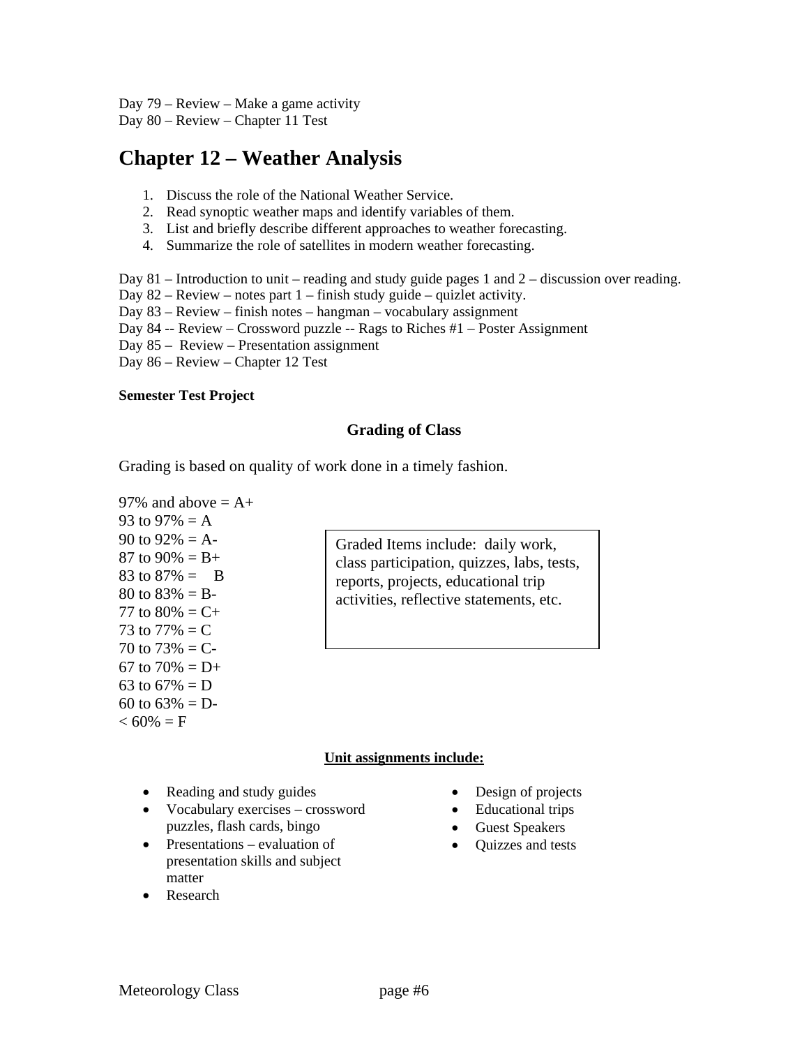Day 79 – Review – Make a game activity
Day 80 – Review – Chapter 11 Test

## Chapter 12 – Weather Analysis

1. Discuss the role of the National Weather Service.
2. Read synoptic weather maps and identify variables of them.
3. List and briefly describe different approaches to weather forecasting.
4. Summarize the role of satellites in modern weather forecasting.

Day 81 – Introduction to unit – reading and study guide pages 1 and 2 – discussion over reading.
Day 82 – Review – notes part 1 – finish study guide – quizlet activity.
Day 83 – Review – finish notes – hangman – vocabulary assignment
Day 84 -- Review – Crossword puzzle -- Rags to Riches #1 – Poster Assignment
Day 85 – Review – Presentation assignment
Day 86 – Review – Chapter 12 Test

**Semester Test Project**

### Grading of Class

Grading is based on quality of work done in a timely fashion.

97% and above = A+
93 to 97% = A
90 to 92% = A-
87 to 90% = B+
83 to 87% = B
80 to 83% = B-
77 to 80% = C+
73 to 77% = C
70 to 73% = C-
67 to 70% = D+
63 to 67% = D
60 to 63% = D-
< 60% = F

Graded Items include: daily work, class participation, quizzes, labs, tests, reports, projects, educational trip activities, reflective statements, etc.

**Unit assignments include:**

- Reading and study guides
- Vocabulary exercises – crossword puzzles, flash cards, bingo
- Presentations – evaluation of presentation skills and subject matter
- Research
- Design of projects
- Educational trips
- Guest Speakers
- Quizzes and tests